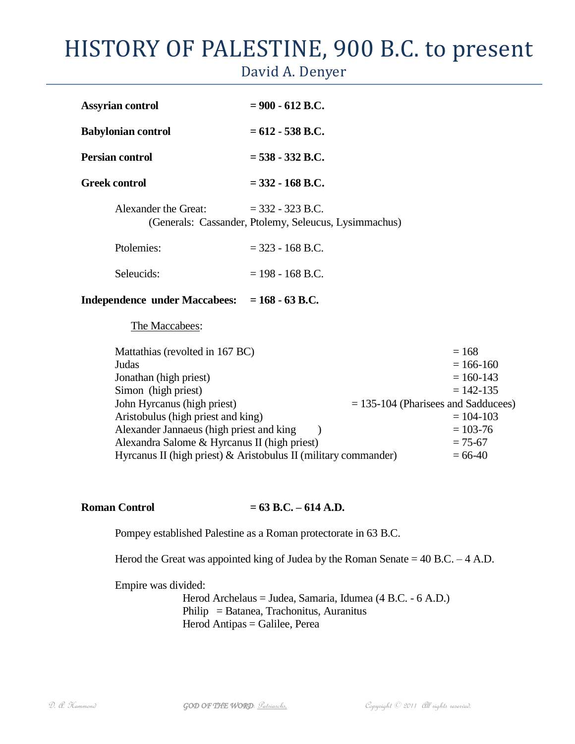# HISTORY OF PALESTINE, 900 B.C. to present

David A. Denyer

**Assyrian control** **= 900 - 612 B.C.**

**Babylonian control** **= 612 - 538 B.C.**

**Persian control** **= 538 - 332 B.C.**

**Greek control** **= 332 - 168 B.C.**

Alexander the Great: = 332 - 323 B.C.
(Generals: Cassander, Ptolemy, Seleucus, Lysimmachus)

Ptolemies: = 323 - 168 B.C.

Seleucids: = 198 - 168 B.C.

**Independence under Maccabees:** **= 168 - 63 B.C.**

The Maccabees:

| | |
|---|---|
| Mattathias (revolted in 167 BC) | = 168 |
| Judas | = 166-160 |
| Jonathan (high priest) | = 160-143 |
| Simon (high priest) | = 142-135 |
| John Hyrcanus (high priest) | = 135-104 (Pharisees and Sadducees) |
| Aristobulus (high priest and king) | = 104-103 |
| Alexander Jannaeus (high priest and king ) | = 103-76 |
| Alexandra Salome & Hyrcanus II (high priest) | = 75-67 |
| Hyrcanus II (high priest) & Aristobulus II (military commander) | = 66-40 |

**Roman Control** **= 63 B.C. – 614 A.D.**

Pompey established Palestine as a Roman protectorate in 63 B.C.

Herod the Great was appointed king of Judea by the Roman Senate = 40 B.C. – 4 A.D.

Empire was divided:

Herod Archelaus = Judea, Samaria, Idumea (4 B.C. - 6 A.D.)
Philip = Batanea, Trachonitus, Auranitus
Herod Antipas = Galilee, Perea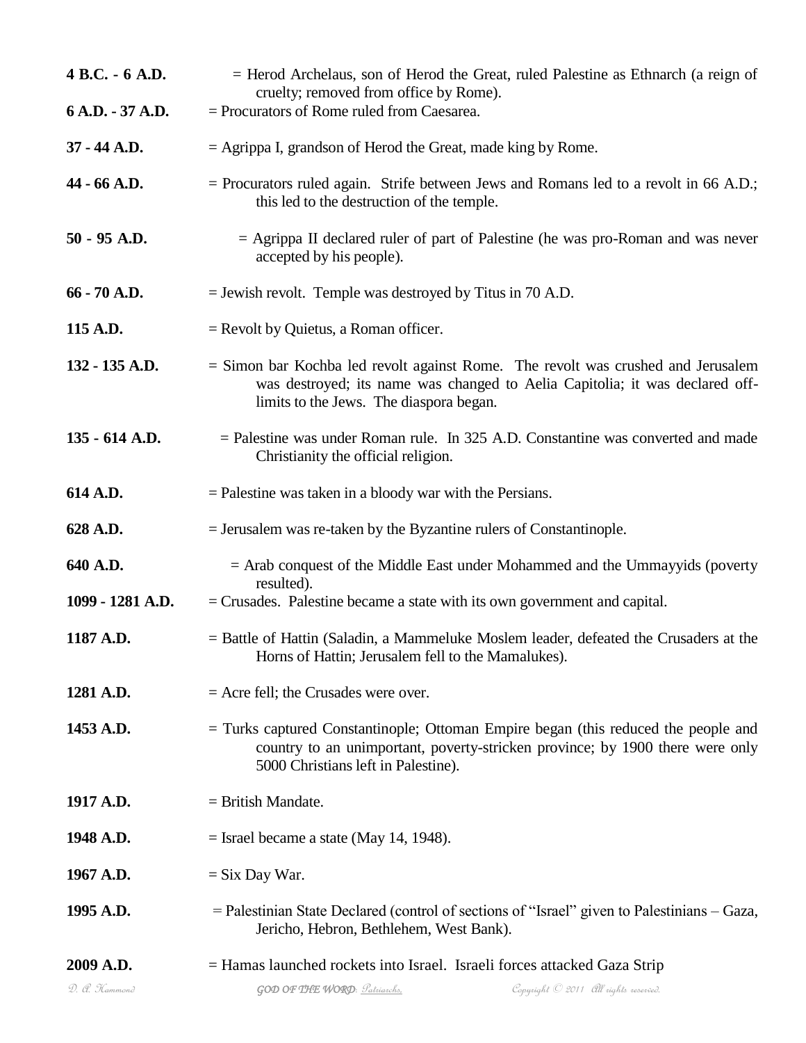**4 B.C. - 6 A.D.** = Herod Archelaus, son of Herod the Great, ruled Palestine as Ethnarch (a reign of cruelty; removed from office by Rome).

**6 A.D. - 37 A.D.** = Procurators of Rome ruled from Caesarea.

**37 - 44 A.D.** = Agrippa I, grandson of Herod the Great, made king by Rome.

**44 - 66 A.D.** = Procurators ruled again. Strife between Jews and Romans led to a revolt in 66 A.D.; this led to the destruction of the temple.

**50 - 95 A.D.** = Agrippa II declared ruler of part of Palestine (he was pro-Roman and was never accepted by his people).

**66 - 70 A.D.** = Jewish revolt. Temple was destroyed by Titus in 70 A.D.

**115 A.D.** = Revolt by Quietus, a Roman officer.

**132 - 135 A.D.** = Simon bar Kochba led revolt against Rome. The revolt was crushed and Jerusalem was destroyed; its name was changed to Aelia Capitolia; it was declared off-limits to the Jews. The diaspora began.

**135 - 614 A.D.** = Palestine was under Roman rule. In 325 A.D. Constantine was converted and made Christianity the official religion.

**614 A.D.** = Palestine was taken in a bloody war with the Persians.

**628 A.D.** = Jerusalem was re-taken by the Byzantine rulers of Constantinople.

**640 A.D.** = Arab conquest of the Middle East under Mohammed and the Ummayyids (poverty resulted).

**1099 - 1281 A.D.** = Crusades. Palestine became a state with its own government and capital.

**1187 A.D.** = Battle of Hattin (Saladin, a Mammeluke Moslem leader, defeated the Crusaders at the Horns of Hattin; Jerusalem fell to the Mamalukes).

**1281 A.D.** = Acre fell; the Crusades were over.

**1453 A.D.** = Turks captured Constantinople; Ottoman Empire began (this reduced the people and country to an unimportant, poverty-stricken province; by 1900 there were only 5000 Christians left in Palestine).

**1917 A.D.** = British Mandate.

**1948 A.D.** = Israel became a state (May 14, 1948).

**1967 A.D.** = Six Day War.

**1995 A.D.** = Palestinian State Declared (control of sections of "Israel" given to Palestinians – Gaza, Jericho, Hebron, Bethlehem, West Bank).

**2009 A.D.** = Hamas launched rockets into Israel. Israeli forces attacked Gaza Strip